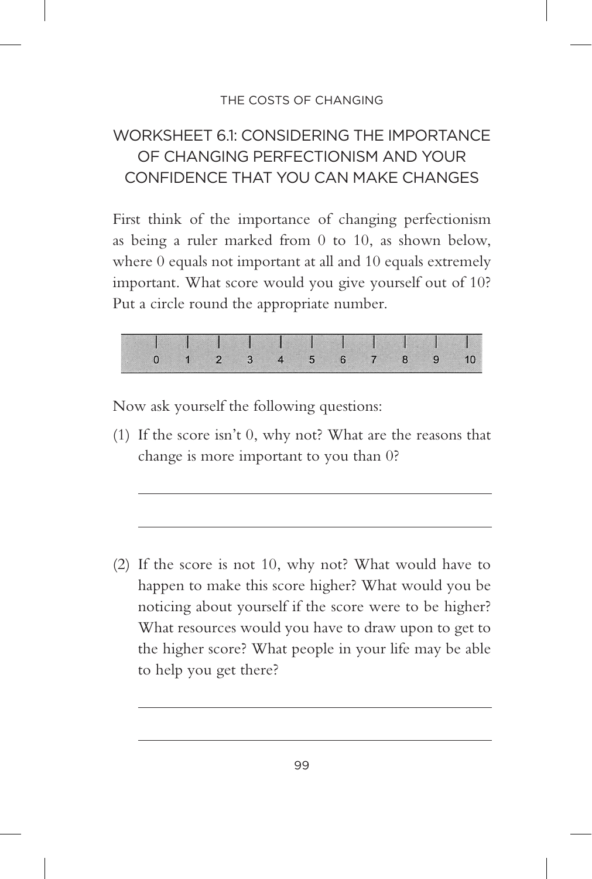## WORKSHEET 6.1: CONSIDERING THE IMPORTANCE OF CHANGING PERFECTIONISM AND YOUR CONFIDENCE THAT YOU CAN MAKE CHANGES

First think of the importance of changing perfectionism as being a ruler marked from 0 to 10, as shown below, where 0 equals not important at all and 10 equals extremely important. What score would you give yourself out of 10? Put a circle round the appropriate number.

| | | | | | | | | | | |
|---|---|---|---|---|---|---|---|---|---|---|
| 0 | 1 | 2 | 3 | 4 | 5 | 6 | 7 | 8 | 9 | 10 |

Now ask yourself the following questions:

(1) If the score isn't 0, why not? What are the reasons that change is more important to you than 0?

\_\_\_\_\_\_\_\_\_\_\_\_\_\_\_\_\_\_\_\_\_\_\_\_\_\_\_\_\_\_\_\_\_\_\_\_\_\_\_\_

\_\_\_\_\_\_\_\_\_\_\_\_\_\_\_\_\_\_\_\_\_\_\_\_\_\_\_\_\_\_\_\_\_\_\_\_\_\_\_\_

(2) If the score is not 10, why not? What would have to happen to make this score higher? What would you be noticing about yourself if the score were to be higher? What resources would you have to draw upon to get to the higher score? What people in your life may be able to help you get there?

\_\_\_\_\_\_\_\_\_\_\_\_\_\_\_\_\_\_\_\_\_\_\_\_\_\_\_\_\_\_\_\_\_\_\_\_\_\_\_\_

\_\_\_\_\_\_\_\_\_\_\_\_\_\_\_\_\_\_\_\_\_\_\_\_\_\_\_\_\_\_\_\_\_\_\_\_\_\_\_\_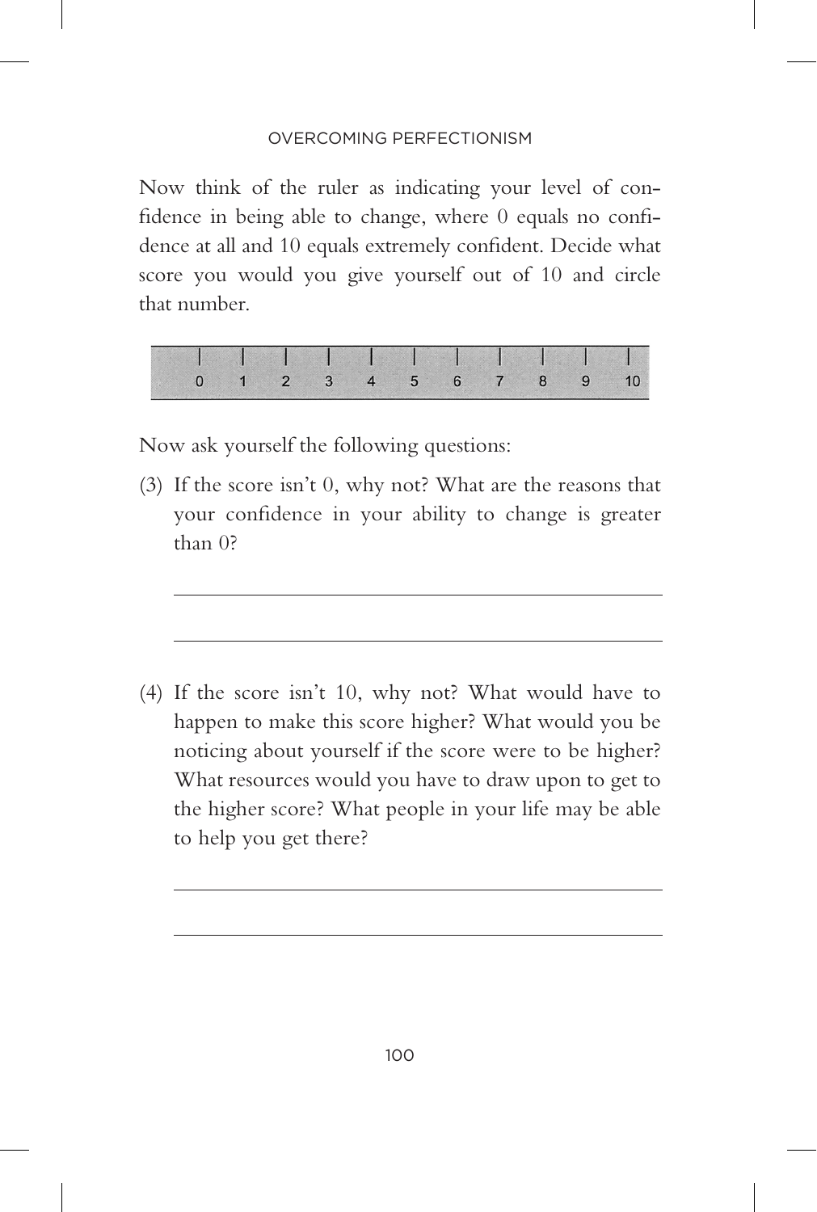Now think of the ruler as indicating your level of confidence in being able to change, where 0 equals no confidence at all and 10 equals extremely confident. Decide what score you would you give yourself out of 10 and circle that number.

0 1 2 3 4 5 6 7 8 9 10

Now ask yourself the following questions:

(3) If the score isn't 0, why not? What are the reasons that your confidence in your ability to change is greater than 0?

\_\_\_\_\_\_\_\_\_\_\_\_\_\_\_\_\_\_\_\_\_\_\_\_\_\_\_\_\_\_\_\_\_\_\_\_\_\_\_\_

\_\_\_\_\_\_\_\_\_\_\_\_\_\_\_\_\_\_\_\_\_\_\_\_\_\_\_\_\_\_\_\_\_\_\_\_\_\_\_\_

(4) If the score isn't 10, why not? What would have to happen to make this score higher? What would you be noticing about yourself if the score were to be higher? What resources would you have to draw upon to get to the higher score? What people in your life may be able to help you get there?

\_\_\_\_\_\_\_\_\_\_\_\_\_\_\_\_\_\_\_\_\_\_\_\_\_\_\_\_\_\_\_\_\_\_\_\_\_\_\_\_

\_\_\_\_\_\_\_\_\_\_\_\_\_\_\_\_\_\_\_\_\_\_\_\_\_\_\_\_\_\_\_\_\_\_\_\_\_\_\_\_